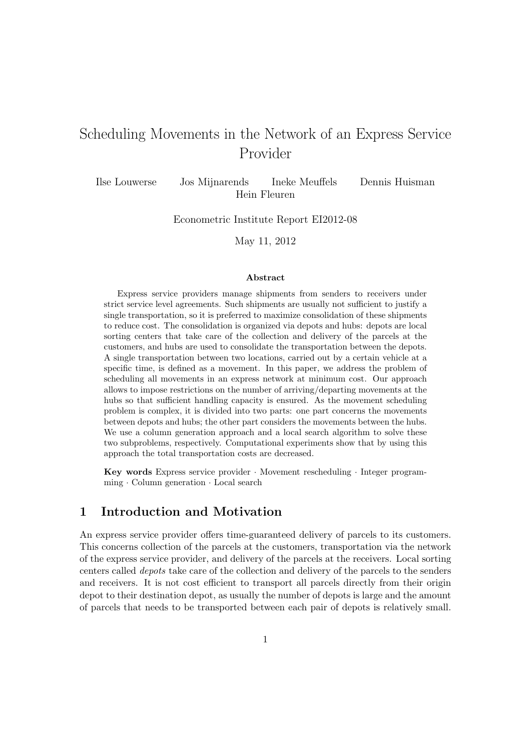# Scheduling Movements in the Network of an Express Service Provider

Ilse Louwerse Jos Mijnarends Ineke Meuffels Dennis Huisman Hein Fleuren

Econometric Institute Report EI2012-08

May 11, 2012

### Abstract

Express service providers manage shipments from senders to receivers under strict service level agreements. Such shipments are usually not sufficient to justify a single transportation, so it is preferred to maximize consolidation of these shipments to reduce cost. The consolidation is organized via depots and hubs: depots are local sorting centers that take care of the collection and delivery of the parcels at the customers, and hubs are used to consolidate the transportation between the depots. A single transportation between two locations, carried out by a certain vehicle at a specific time, is defined as a movement. In this paper, we address the problem of scheduling all movements in an express network at minimum cost. Our approach allows to impose restrictions on the number of arriving/departing movements at the hubs so that sufficient handling capacity is ensured. As the movement scheduling problem is complex, it is divided into two parts: one part concerns the movements between depots and hubs; the other part considers the movements between the hubs. We use a column generation approach and a local search algorithm to solve these two subproblems, respectively. Computational experiments show that by using this approach the total transportation costs are decreased.

**Key words** Express service provider · Movement rescheduling · Integer programming · Column generation · Local search

## 1 Introduction and Motivation

An express service provider offers time-guaranteed delivery of parcels to its customers. This concerns collection of the parcels at the customers, transportation via the network of the express service provider, and delivery of the parcels at the receivers. Local sorting centers called *depots* take care of the collection and delivery of the parcels to the senders and receivers. It is not cost efficient to transport all parcels directly from their origin depot to their destination depot, as usually the number of depots is large and the amount of parcels that needs to be transported between each pair of depots is relatively small.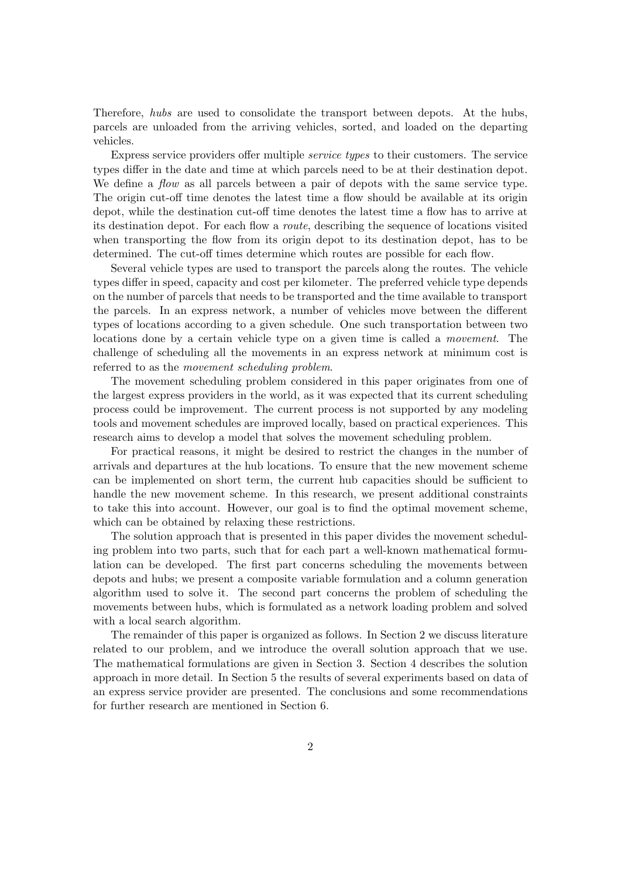Therefore, *hubs* are used to consolidate the transport between depots. At the hubs, parcels are unloaded from the arriving vehicles, sorted, and loaded on the departing vehicles.

Express service providers offer multiple *service types* to their customers. The service types differ in the date and time at which parcels need to be at their destination depot. We define a *flow* as all parcels between a pair of depots with the same service type. The origin cut-off time denotes the latest time a flow should be available at its origin depot, while the destination cut-off time denotes the latest time a flow has to arrive at its destination depot. For each flow a *route*, describing the sequence of locations visited when transporting the flow from its origin depot to its destination depot, has to be determined. The cut-off times determine which routes are possible for each flow.

Several vehicle types are used to transport the parcels along the routes. The vehicle types differ in speed, capacity and cost per kilometer. The preferred vehicle type depends on the number of parcels that needs to be transported and the time available to transport the parcels. In an express network, a number of vehicles move between the different types of locations according to a given schedule. One such transportation between two locations done by a certain vehicle type on a given time is called a *movement*. The challenge of scheduling all the movements in an express network at minimum cost is referred to as the *movement scheduling problem*.

The movement scheduling problem considered in this paper originates from one of the largest express providers in the world, as it was expected that its current scheduling process could be improvement. The current process is not supported by any modeling tools and movement schedules are improved locally, based on practical experiences. This research aims to develop a model that solves the movement scheduling problem.

For practical reasons, it might be desired to restrict the changes in the number of arrivals and departures at the hub locations. To ensure that the new movement scheme can be implemented on short term, the current hub capacities should be sufficient to handle the new movement scheme. In this research, we present additional constraints to take this into account. However, our goal is to find the optimal movement scheme, which can be obtained by relaxing these restrictions.

The solution approach that is presented in this paper divides the movement scheduling problem into two parts, such that for each part a well-known mathematical formulation can be developed. The first part concerns scheduling the movements between depots and hubs; we present a composite variable formulation and a column generation algorithm used to solve it. The second part concerns the problem of scheduling the movements between hubs, which is formulated as a network loading problem and solved with a local search algorithm.

The remainder of this paper is organized as follows. In Section 2 we discuss literature related to our problem, and we introduce the overall solution approach that we use. The mathematical formulations are given in Section 3. Section 4 describes the solution approach in more detail. In Section 5 the results of several experiments based on data of an express service provider are presented. The conclusions and some recommendations for further research are mentioned in Section 6.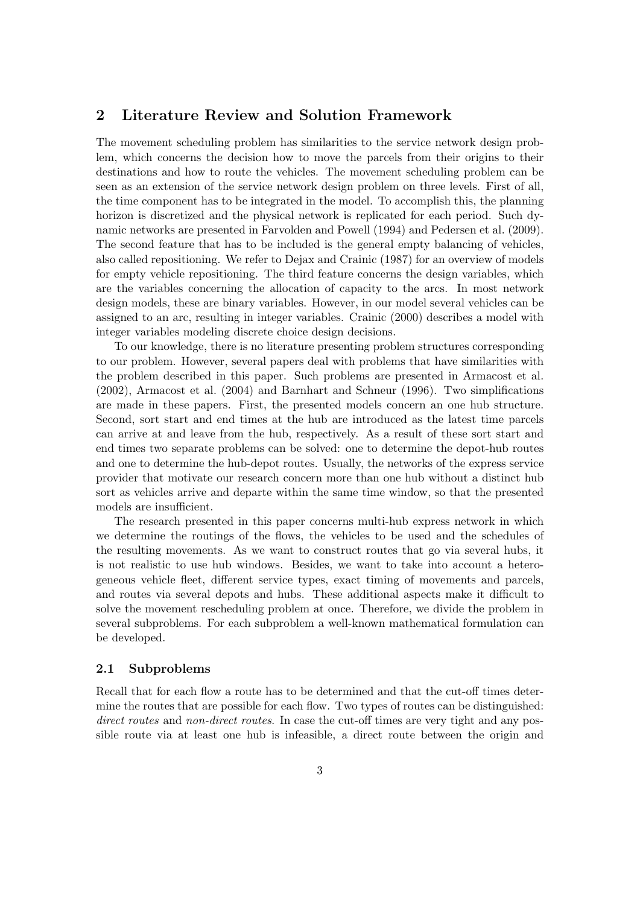## 2 Literature Review and Solution Framework

The movement scheduling problem has similarities to the service network design problem, which concerns the decision how to move the parcels from their origins to their destinations and how to route the vehicles. The movement scheduling problem can be seen as an extension of the service network design problem on three levels. First of all, the time component has to be integrated in the model. To accomplish this, the planning horizon is discretized and the physical network is replicated for each period. Such dynamic networks are presented in Farvolden and Powell (1994) and Pedersen et al. (2009). The second feature that has to be included is the general empty balancing of vehicles, also called repositioning. We refer to Dejax and Crainic (1987) for an overview of models for empty vehicle repositioning. The third feature concerns the design variables, which are the variables concerning the allocation of capacity to the arcs. In most network design models, these are binary variables. However, in our model several vehicles can be assigned to an arc, resulting in integer variables. Crainic (2000) describes a model with integer variables modeling discrete choice design decisions.

To our knowledge, there is no literature presenting problem structures corresponding to our problem. However, several papers deal with problems that have similarities with the problem described in this paper. Such problems are presented in Armacost et al. (2002), Armacost et al. (2004) and Barnhart and Schneur (1996). Two simplifications are made in these papers. First, the presented models concern an one hub structure. Second, sort start and end times at the hub are introduced as the latest time parcels can arrive at and leave from the hub, respectively. As a result of these sort start and end times two separate problems can be solved: one to determine the depot-hub routes and one to determine the hub-depot routes. Usually, the networks of the express service provider that motivate our research concern more than one hub without a distinct hub sort as vehicles arrive and departe within the same time window, so that the presented models are insufficient.

The research presented in this paper concerns multi-hub express network in which we determine the routings of the flows, the vehicles to be used and the schedules of the resulting movements. As we want to construct routes that go via several hubs, it is not realistic to use hub windows. Besides, we want to take into account a heterogeneous vehicle fleet, different service types, exact timing of movements and parcels, and routes via several depots and hubs. These additional aspects make it difficult to solve the movement rescheduling problem at once. Therefore, we divide the problem in several subproblems. For each subproblem a well-known mathematical formulation can be developed.

### 2.1 Subproblems

Recall that for each flow a route has to be determined and that the cut-off times determine the routes that are possible for each flow. Two types of routes can be distinguished: *direct routes* and *non-direct routes*. In case the cut-off times are very tight and any possible route via at least one hub is infeasible, a direct route between the origin and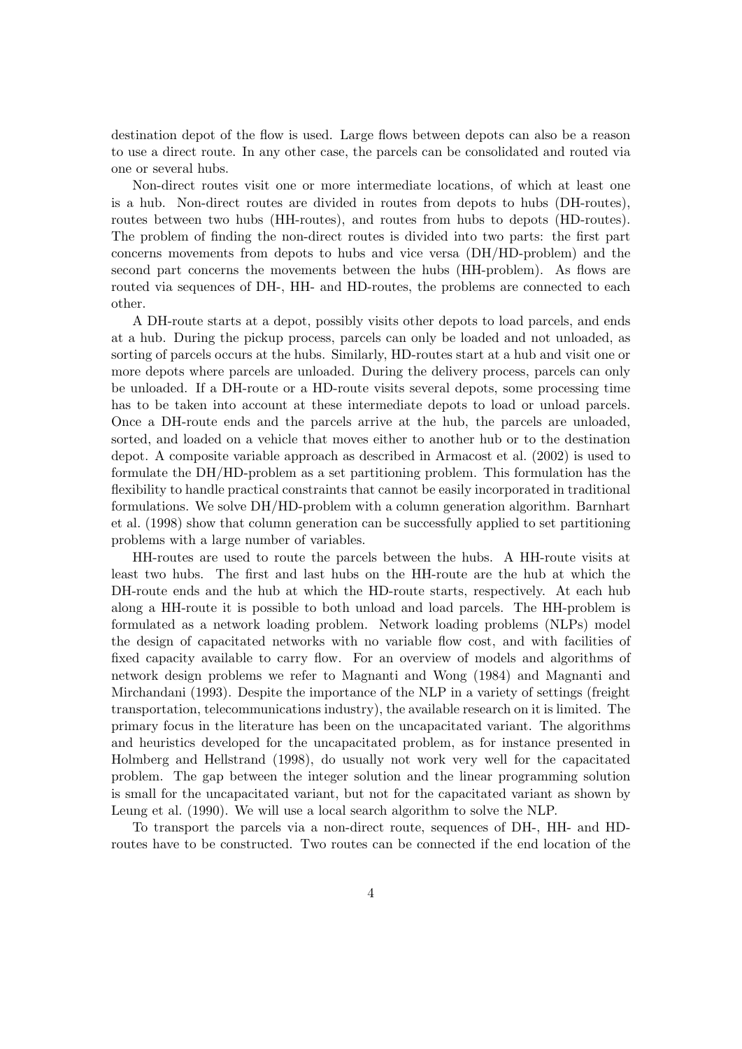destination depot of the flow is used. Large flows between depots can also be a reason to use a direct route. In any other case, the parcels can be consolidated and routed via one or several hubs.

Non-direct routes visit one or more intermediate locations, of which at least one is a hub. Non-direct routes are divided in routes from depots to hubs (DH-routes), routes between two hubs (HH-routes), and routes from hubs to depots (HD-routes). The problem of finding the non-direct routes is divided into two parts: the first part concerns movements from depots to hubs and vice versa (DH/HD-problem) and the second part concerns the movements between the hubs (HH-problem). As flows are routed via sequences of DH-, HH- and HD-routes, the problems are connected to each other.

A DH-route starts at a depot, possibly visits other depots to load parcels, and ends at a hub. During the pickup process, parcels can only be loaded and not unloaded, as sorting of parcels occurs at the hubs. Similarly, HD-routes start at a hub and visit one or more depots where parcels are unloaded. During the delivery process, parcels can only be unloaded. If a DH-route or a HD-route visits several depots, some processing time has to be taken into account at these intermediate depots to load or unload parcels. Once a DH-route ends and the parcels arrive at the hub, the parcels are unloaded, sorted, and loaded on a vehicle that moves either to another hub or to the destination depot. A composite variable approach as described in Armacost et al. (2002) is used to formulate the DH/HD-problem as a set partitioning problem. This formulation has the flexibility to handle practical constraints that cannot be easily incorporated in traditional formulations. We solve DH/HD-problem with a column generation algorithm. Barnhart et al. (1998) show that column generation can be successfully applied to set partitioning problems with a large number of variables.

HH-routes are used to route the parcels between the hubs. A HH-route visits at least two hubs. The first and last hubs on the HH-route are the hub at which the DH-route ends and the hub at which the HD-route starts, respectively. At each hub along a HH-route it is possible to both unload and load parcels. The HH-problem is formulated as a network loading problem. Network loading problems (NLPs) model the design of capacitated networks with no variable flow cost, and with facilities of fixed capacity available to carry flow. For an overview of models and algorithms of network design problems we refer to Magnanti and Wong (1984) and Magnanti and Mirchandani (1993). Despite the importance of the NLP in a variety of settings (freight transportation, telecommunications industry), the available research on it is limited. The primary focus in the literature has been on the uncapacitated variant. The algorithms and heuristics developed for the uncapacitated problem, as for instance presented in Holmberg and Hellstrand (1998), do usually not work very well for the capacitated problem. The gap between the integer solution and the linear programming solution is small for the uncapacitated variant, but not for the capacitated variant as shown by Leung et al. (1990). We will use a local search algorithm to solve the NLP.

To transport the parcels via a non-direct route, sequences of DH-, HH- and HD-routes have to be constructed. Two routes can be connected if the end location of the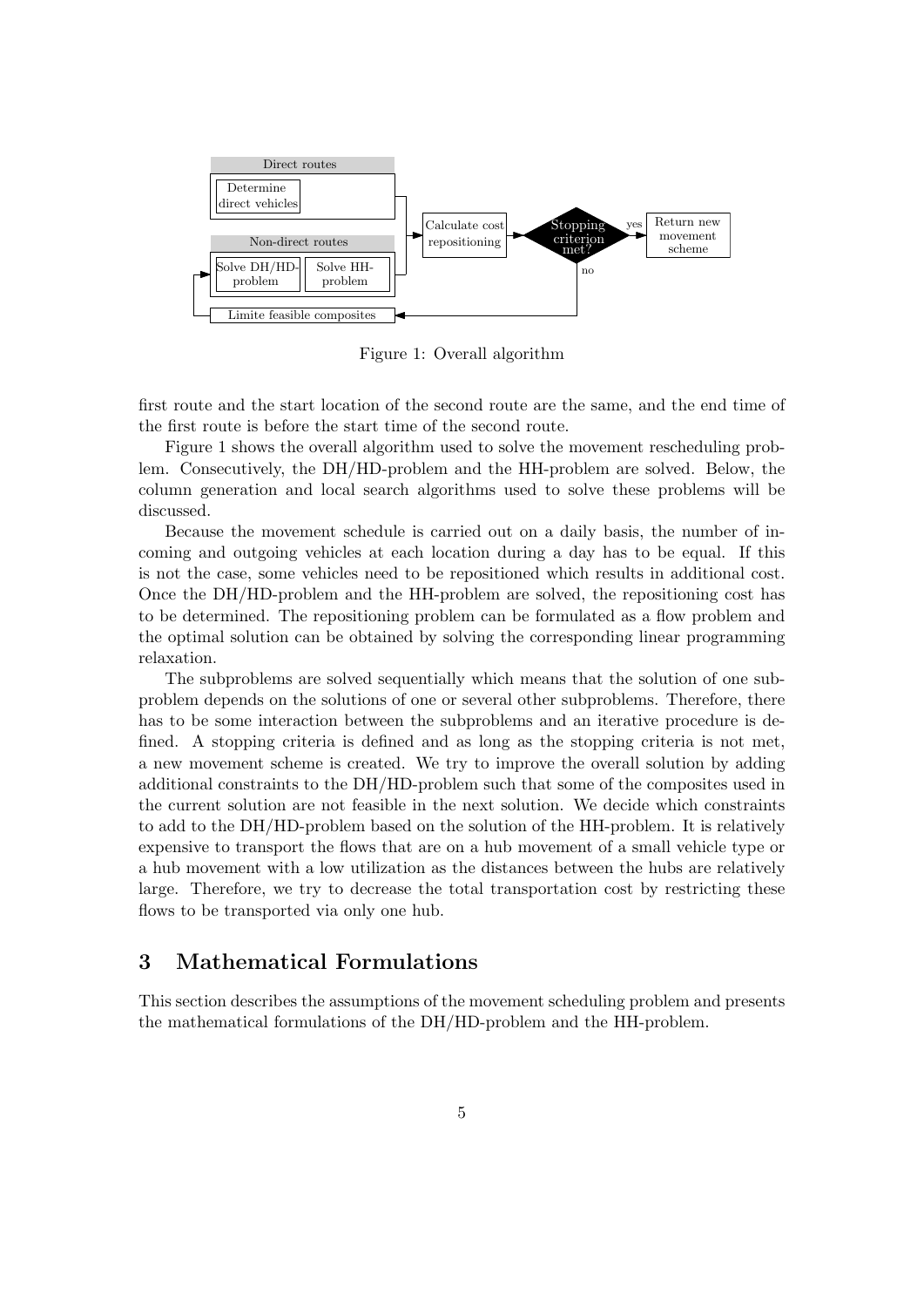Figure 1: Overall algorithm

first route and the start location of the second route are the same, and the end time of the first route is before the start time of the second route.

Figure 1 shows the overall algorithm used to solve the movement rescheduling problem. Consecutively, the DH/HD-problem and the HH-problem are solved. Below, the column generation and local search algorithms used to solve these problems will be discussed.

Because the movement schedule is carried out on a daily basis, the number of incoming and outgoing vehicles at each location during a day has to be equal. If this is not the case, some vehicles need to be repositioned which results in additional cost. Once the DH/HD-problem and the HH-problem are solved, the repositioning cost has to be determined. The repositioning problem can be formulated as a flow problem and the optimal solution can be obtained by solving the corresponding linear programming relaxation.

The subproblems are solved sequentially which means that the solution of one subproblem depends on the solutions of one or several other subproblems. Therefore, there has to be some interaction between the subproblems and an iterative procedure is defined. A stopping criteria is defined and as long as the stopping criteria is not met, a new movement scheme is created. We try to improve the overall solution by adding additional constraints to the DH/HD-problem such that some of the composites used in the current solution are not feasible in the next solution. We decide which constraints to add to the DH/HD-problem based on the solution of the HH-problem. It is relatively expensive to transport the flows that are on a hub movement of a small vehicle type or a hub movement with a low utilization as the distances between the hubs are relatively large. Therefore, we try to decrease the total transportation cost by restricting these flows to be transported via only one hub.

## 3 Mathematical Formulations

This section describes the assumptions of the movement scheduling problem and presents the mathematical formulations of the DH/HD-problem and the HH-problem.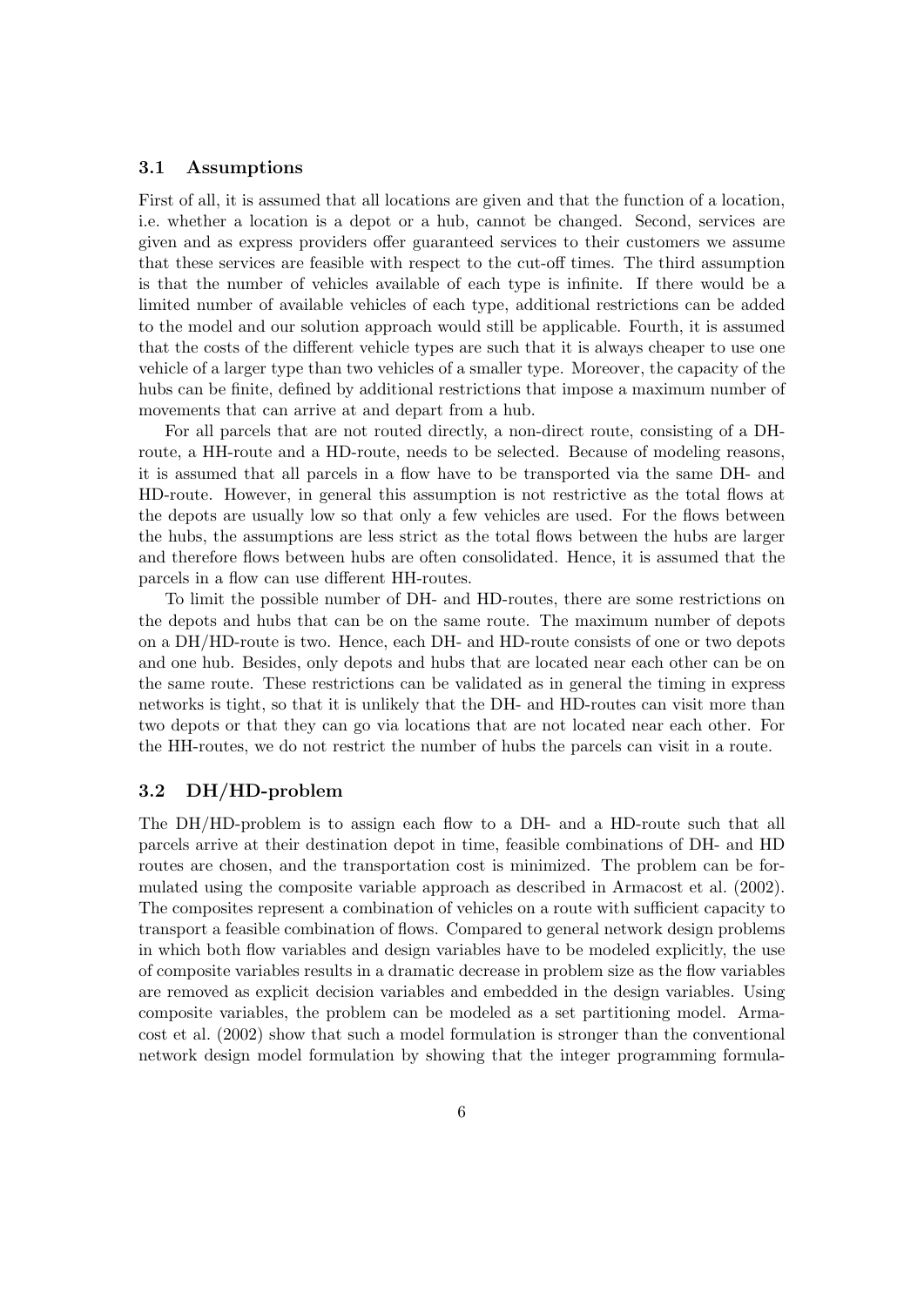### 3.1 Assumptions

First of all, it is assumed that all locations are given and that the function of a location, i.e. whether a location is a depot or a hub, cannot be changed. Second, services are given and as express providers offer guaranteed services to their customers we assume that these services are feasible with respect to the cut-off times. The third assumption is that the number of vehicles available of each type is infinite. If there would be a limited number of available vehicles of each type, additional restrictions can be added to the model and our solution approach would still be applicable. Fourth, it is assumed that the costs of the different vehicle types are such that it is always cheaper to use one vehicle of a larger type than two vehicles of a smaller type. Moreover, the capacity of the hubs can be finite, defined by additional restrictions that impose a maximum number of movements that can arrive at and depart from a hub.

For all parcels that are not routed directly, a non-direct route, consisting of a DH-route, a HH-route and a HD-route, needs to be selected. Because of modeling reasons, it is assumed that all parcels in a flow have to be transported via the same DH- and HD-route. However, in general this assumption is not restrictive as the total flows at the depots are usually low so that only a few vehicles are used. For the flows between the hubs, the assumptions are less strict as the total flows between the hubs are larger and therefore flows between hubs are often consolidated. Hence, it is assumed that the parcels in a flow can use different HH-routes.

To limit the possible number of DH- and HD-routes, there are some restrictions on the depots and hubs that can be on the same route. The maximum number of depots on a DH/HD-route is two. Hence, each DH- and HD-route consists of one or two depots and one hub. Besides, only depots and hubs that are located near each other can be on the same route. These restrictions can be validated as in general the timing in express networks is tight, so that it is unlikely that the DH- and HD-routes can visit more than two depots or that they can go via locations that are not located near each other. For the HH-routes, we do not restrict the number of hubs the parcels can visit in a route.

### 3.2 DH/HD-problem

The DH/HD-problem is to assign each flow to a DH- and a HD-route such that all parcels arrive at their destination depot in time, feasible combinations of DH- and HD routes are chosen, and the transportation cost is minimized. The problem can be formulated using the composite variable approach as described in Armacost et al. (2002). The composites represent a combination of vehicles on a route with sufficient capacity to transport a feasible combination of flows. Compared to general network design problems in which both flow variables and design variables have to be modeled explicitly, the use of composite variables results in a dramatic decrease in problem size as the flow variables are removed as explicit decision variables and embedded in the design variables. Using composite variables, the problem can be modeled as a set partitioning model. Armacost et al. (2002) show that such a model formulation is stronger than the conventional network design model formulation by showing that the integer programming formula-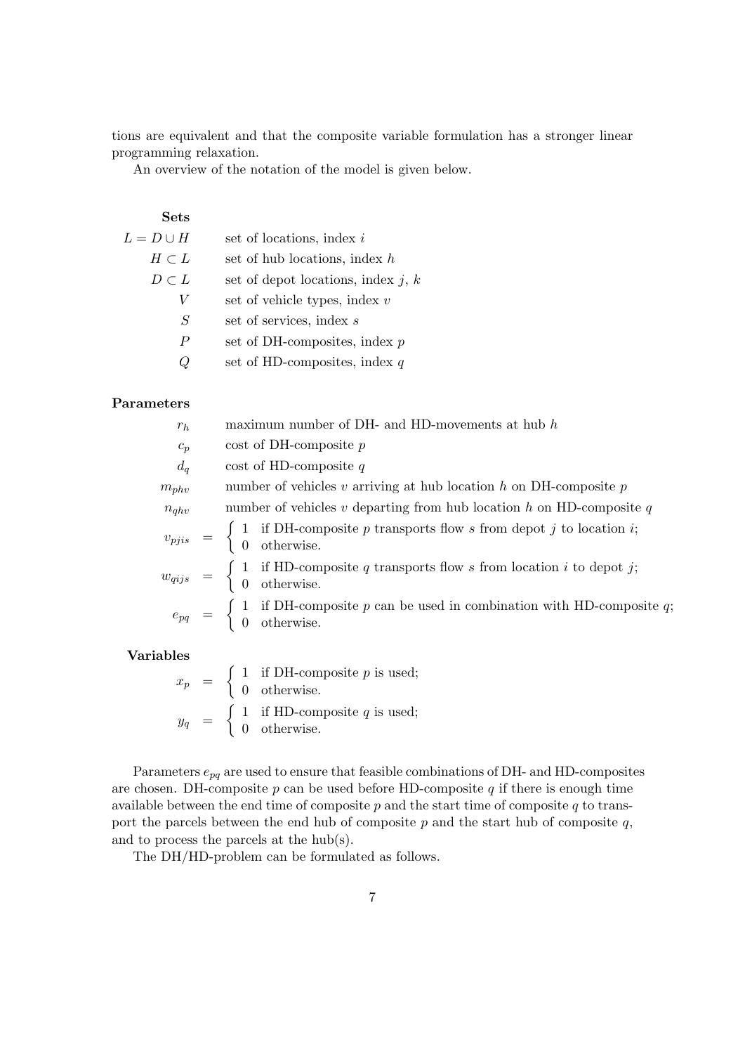tions are equivalent and that the composite variable formulation has a stronger linear programming relaxation.

An overview of the notation of the model is given below.

**Sets**

| | |
|---|---|
| $L = D \cup H$ | set of locations, index $i$ |
| $H \subset L$ | set of hub locations, index $h$ |
| $D \subset L$ | set of depot locations, index $j$, $k$ |
| $V$ | set of vehicle types, index $v$ |
| $S$ | set of services, index $s$ |
| $P$ | set of DH-composites, index $p$ |
| $Q$ | set of HD-composites, index $q$ |

**Parameters**

| | |
|---|---|
| $r_h$ | maximum number of DH- and HD-movements at hub $h$ |
| $c_p$ | cost of DH-composite $p$ |
| $d_q$ | cost of HD-composite $q$ |
| $m_{phv}$ | number of vehicles $v$ arriving at hub location $h$ on DH-composite $p$ |
| $n_{qhv}$ | number of vehicles $v$ departing from hub location $h$ on HD-composite $q$ |

$$v_{pjis} = \begin{cases} 1 & \text{if DH-composite } p \text{ transports flow } s \text{ from depot } j \text{ to location } i; \\ 0 & \text{otherwise.} \end{cases}$$

$$w_{qijs} = \begin{cases} 1 & \text{if HD-composite } q \text{ transports flow } s \text{ from location } i \text{ to depot } j; \\ 0 & \text{otherwise.} \end{cases}$$

$$e_{pq} = \begin{cases} 1 & \text{if DH-composite } p \text{ can be used in combination with HD-composite } q; \\ 0 & \text{otherwise.} \end{cases}$$

**Variables**

$$x_p = \begin{cases} 1 & \text{if DH-composite } p \text{ is used;} \\ 0 & \text{otherwise.} \end{cases}$$

$$y_q = \begin{cases} 1 & \text{if HD-composite } q \text{ is used;} \\ 0 & \text{otherwise.} \end{cases}$$

Parameters $e_{pq}$ are used to ensure that feasible combinations of DH- and HD-composites are chosen. DH-composite $p$ can be used before HD-composite $q$ if there is enough time available between the end time of composite $p$ and the start time of composite $q$ to transport the parcels between the end hub of composite $p$ and the start hub of composite $q$, and to process the parcels at the hub(s).

The DH/HD-problem can be formulated as follows.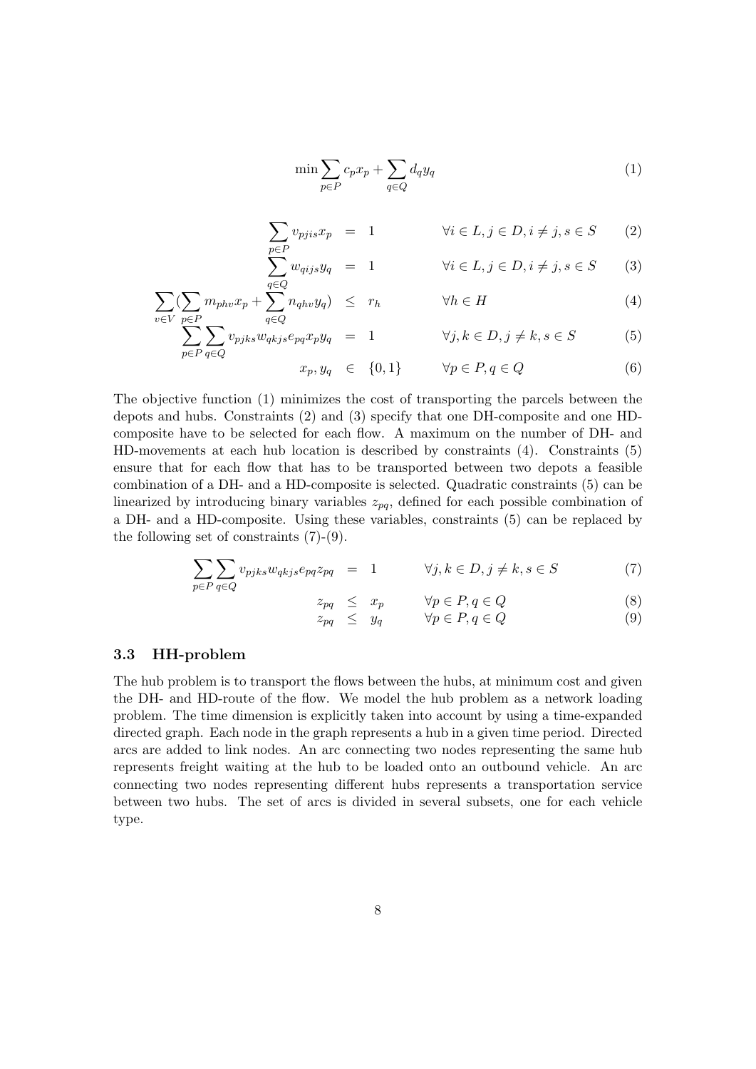$$\min \sum_{p \in P} c_p x_p + \sum_{q \in Q} d_q y_q \tag{1}$$

$$\sum_{p \in P} v_{pjis} x_p = 1 \qquad \forall i \in L, j \in D, i \neq j, s \in S \tag{2}$$

$$\sum_{q \in Q} w_{qijs} y_q = 1 \qquad \forall i \in L, j \in D, i \neq j, s \in S \tag{3}$$

$$\sum_{v \in V} \left( \sum_{p \in P} m_{phv} x_p + \sum_{q \in Q} n_{qhv} y_q \right) \leq r_h \qquad \forall h \in H \tag{4}$$

$$\sum_{p \in P} \sum_{q \in Q} v_{pjks} w_{qkjs} e_{pq} x_p y_q = 1 \qquad \forall j, k \in D, j \neq k, s \in S \tag{5}$$

$$x_p, y_q \in \{0, 1\} \qquad \forall p \in P, q \in Q \tag{6}$$

The objective function (1) minimizes the cost of transporting the parcels between the depots and hubs. Constraints (2) and (3) specify that one DH-composite and one HD-composite have to be selected for each flow. A maximum on the number of DH- and HD-movements at each hub location is described by constraints (4). Constraints (5) ensure that for each flow that has to be transported between two depots a feasible combination of a DH- and a HD-composite is selected. Quadratic constraints (5) can be linearized by introducing binary variables $z_{pq}$, defined for each possible combination of a DH- and a HD-composite. Using these variables, constraints (5) can be replaced by the following set of constraints (7)-(9).

$$\sum_{p \in P} \sum_{q \in Q} v_{pjks} w_{qkjs} e_{pq} z_{pq} = 1 \qquad \forall j, k \in D, j \neq k, s \in S \tag{7}$$

$$z_{pq} \leq x_p \qquad \forall p \in P, q \in Q \tag{8}$$

$$z_{pq} \leq y_q \qquad \forall p \in P, q \in Q \tag{9}$$

### 3.3 HH-problem

The hub problem is to transport the flows between the hubs, at minimum cost and given the DH- and HD-route of the flow. We model the hub problem as a network loading problem. The time dimension is explicitly taken into account by using a time-expanded directed graph. Each node in the graph represents a hub in a given time period. Directed arcs are added to link nodes. An arc connecting two nodes representing the same hub represents freight waiting at the hub to be loaded onto an outbound vehicle. An arc connecting two nodes representing different hubs represents a transportation service between two hubs. The set of arcs is divided in several subsets, one for each vehicle type.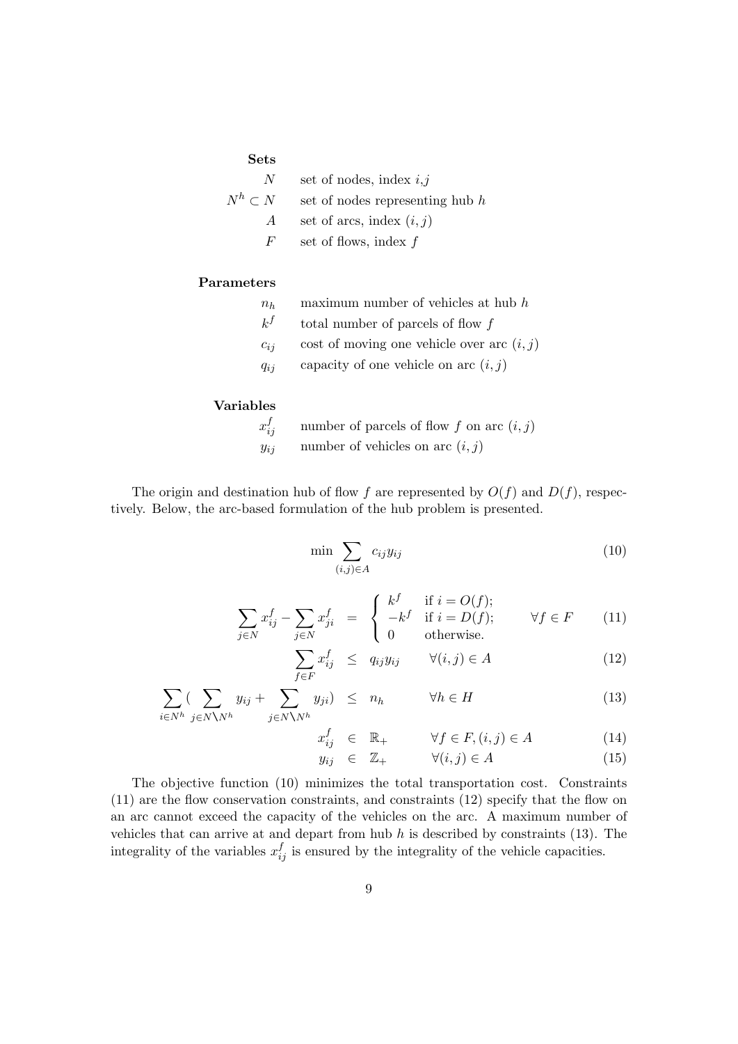**Sets**

| | |
|---|---|
| $N$ | set of nodes, index $i$,$j$ |
| $N^h \subset N$ | set of nodes representing hub $h$ |
| $A$ | set of arcs, index $(i, j)$ |
| $F$ | set of flows, index $f$ |

**Parameters**

| | |
|---|---|
| $n_h$ | maximum number of vehicles at hub $h$ |
| $k^f$ | total number of parcels of flow $f$ |
| $c_{ij}$ | cost of moving one vehicle over arc $(i, j)$ |
| $q_{ij}$ | capacity of one vehicle on arc $(i, j)$ |

**Variables**

| | |
|---|---|
| $x_{ij}^f$ | number of parcels of flow $f$ on arc $(i, j)$ |
| $y_{ij}$ | number of vehicles on arc $(i, j)$ |

The origin and destination hub of flow $f$ are represented by $O(f)$ and $D(f)$, respectively. Below, the arc-based formulation of the hub problem is presented.

$$\min \sum_{(i,j) \in A} c_{ij} y_{ij} \tag{10}$$

$$\sum_{j \in N} x_{ij}^f - \sum_{j \in N} x_{ji}^f = \begin{cases} k^f & \text{if } i = O(f); \\ -k^f & \text{if } i = D(f); \\ 0 & \text{otherwise.} \end{cases} \qquad \forall f \in F \tag{11}$$

$$\sum_{f \in F} x_{ij}^f \leq q_{ij} y_{ij} \qquad \forall (i,j) \in A \tag{12}$$

$$\sum_{i \in N^h} \left( \sum_{j \in N \setminus N^h} y_{ij} + \sum_{j \in N \setminus N^h} y_{ji} \right) \leq n_h \qquad \forall h \in H \tag{13}$$

$$x_{ij}^f \in \mathbb{R}_+ \qquad \forall f \in F, (i,j) \in A \tag{14}$$

$$y_{ij} \in \mathbb{Z}_+ \qquad \forall (i,j) \in A \tag{15}$$

The objective function (10) minimizes the total transportation cost. Constraints (11) are the flow conservation constraints, and constraints (12) specify that the flow on an arc cannot exceed the capacity of the vehicles on the arc. A maximum number of vehicles that can arrive at and depart from hub $h$ is described by constraints (13). The integrality of the variables $x_{ij}^f$ is ensured by the integrality of the vehicle capacities.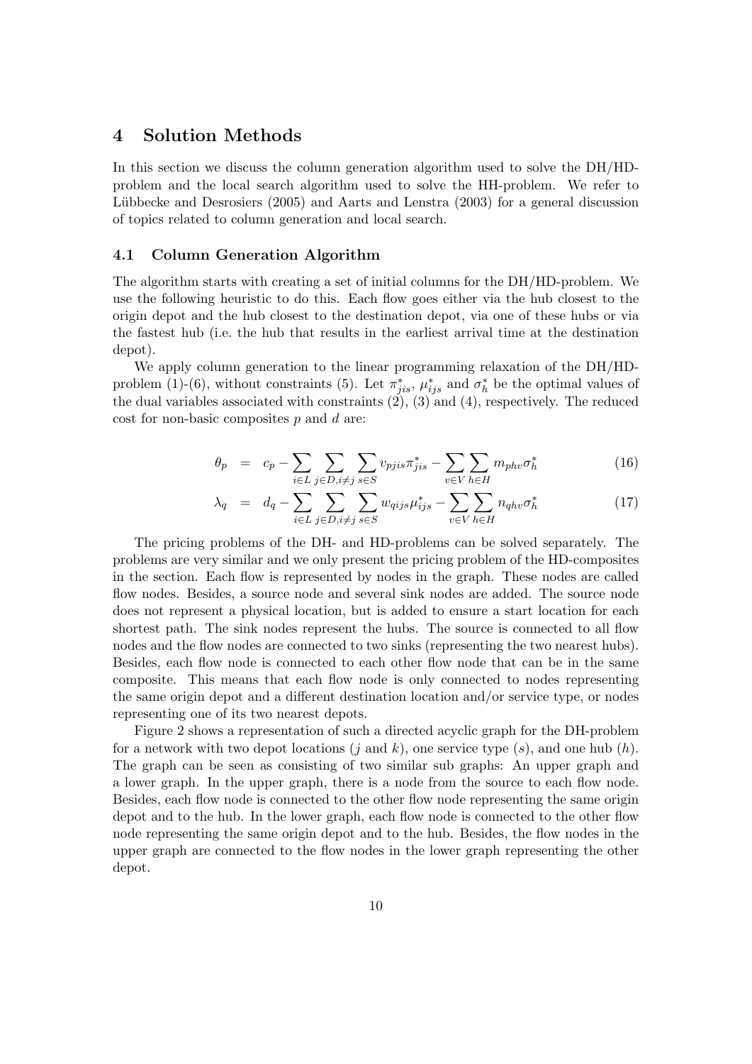# 4 Solution Methods

In this section we discuss the column generation algorithm used to solve the DH/HD-problem and the local search algorithm used to solve the HH-problem. We refer to Lübbecke and Desrosiers (2005) and Aarts and Lenstra (2003) for a general discussion of topics related to column generation and local search.

## 4.1 Column Generation Algorithm

The algorithm starts with creating a set of initial columns for the DH/HD-problem. We use the following heuristic to do this. Each flow goes either via the hub closest to the origin depot and the hub closest to the destination depot, via one of these hubs or via the fastest hub (i.e. the hub that results in the earliest arrival time at the destination depot).

We apply column generation to the linear programming relaxation of the DH/HD-problem (1)-(6), without constraints (5). Let $\pi^*_{jis}$, $\mu^*_{ijs}$ and $\sigma^*_h$ be the optimal values of the dual variables associated with constraints (2), (3) and (4), respectively. The reduced cost for non-basic composites $p$ and $d$ are:

$$\theta_p = c_p - \sum_{i \in L} \sum_{j \in D, i \neq j} \sum_{s \in S} v_{pjis} \pi^*_{jis} - \sum_{v \in V} \sum_{h \in H} m_{phv} \sigma^*_h \tag{16}$$

$$\lambda_q = d_q - \sum_{i \in L} \sum_{j \in D, i \neq j} \sum_{s \in S} w_{qijs} \mu^*_{ijs} - \sum_{v \in V} \sum_{h \in H} n_{qhv} \sigma^*_h \tag{17}$$

The pricing problems of the DH- and HD-problems can be solved separately. The problems are very similar and we only present the pricing problem of the HD-composites in the section. Each flow is represented by nodes in the graph. These nodes are called flow nodes. Besides, a source node and several sink nodes are added. The source node does not represent a physical location, but is added to ensure a start location for each shortest path. The sink nodes represent the hubs. The source is connected to all flow nodes and the flow nodes are connected to two sinks (representing the two nearest hubs). Besides, each flow node is connected to each other flow node that can be in the same composite. This means that each flow node is only connected to nodes representing the same origin depot and a different destination location and/or service type, or nodes representing one of its two nearest depots.

Figure 2 shows a representation of such a directed acyclic graph for the DH-problem for a network with two depot locations ($j$ and $k$), one service type ($s$), and one hub ($h$). The graph can be seen as consisting of two similar sub graphs: An upper graph and a lower graph. In the upper graph, there is a node from the source to each flow node. Besides, each flow node is connected to the other flow node representing the same origin depot and to the hub. In the lower graph, each flow node is connected to the other flow node representing the same origin depot and to the hub. Besides, the flow nodes in the upper graph are connected to the flow nodes in the lower graph representing the other depot.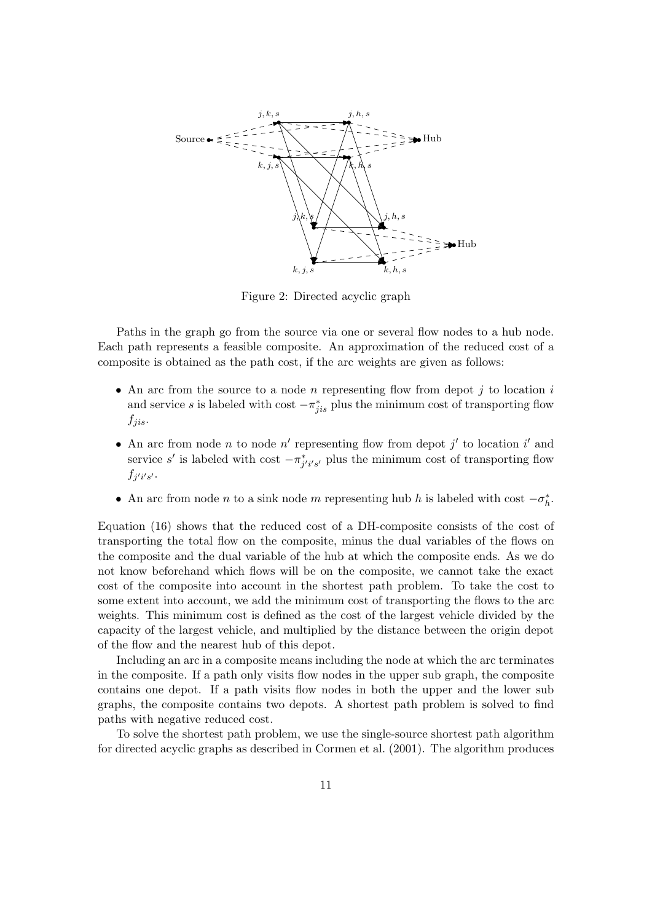Figure 2: Directed acyclic graph

Paths in the graph go from the source via one or several flow nodes to a hub node. Each path represents a feasible composite. An approximation of the reduced cost of a composite is obtained as the path cost, if the arc weights are given as follows:

- An arc from the source to a node $n$ representing flow from depot $j$ to location $i$ and service $s$ is labeled with cost $-\pi^*_{jis}$ plus the minimum cost of transporting flow $f_{jis}$.
- An arc from node $n$ to node $n'$ representing flow from depot $j'$ to location $i'$ and service $s'$ is labeled with cost $-\pi^*_{j'i's'}$ plus the minimum cost of transporting flow $f_{j'i's'}$.
- An arc from node $n$ to a sink node $m$ representing hub $h$ is labeled with cost $-\sigma^*_h$.

Equation (16) shows that the reduced cost of a DH-composite consists of the cost of transporting the total flow on the composite, minus the dual variables of the flows on the composite and the dual variable of the hub at which the composite ends. As we do not know beforehand which flows will be on the composite, we cannot take the exact cost of the composite into account in the shortest path problem. To take the cost to some extent into account, we add the minimum cost of transporting the flows to the arc weights. This minimum cost is defined as the cost of the largest vehicle divided by the capacity of the largest vehicle, and multiplied by the distance between the origin depot of the flow and the nearest hub of this depot.

Including an arc in a composite means including the node at which the arc terminates in the composite. If a path only visits flow nodes in the upper sub graph, the composite contains one depot. If a path visits flow nodes in both the upper and the lower sub graphs, the composite contains two depots. A shortest path problem is solved to find paths with negative reduced cost.

To solve the shortest path problem, we use the single-source shortest path algorithm for directed acyclic graphs as described in Cormen et al. (2001). The algorithm produces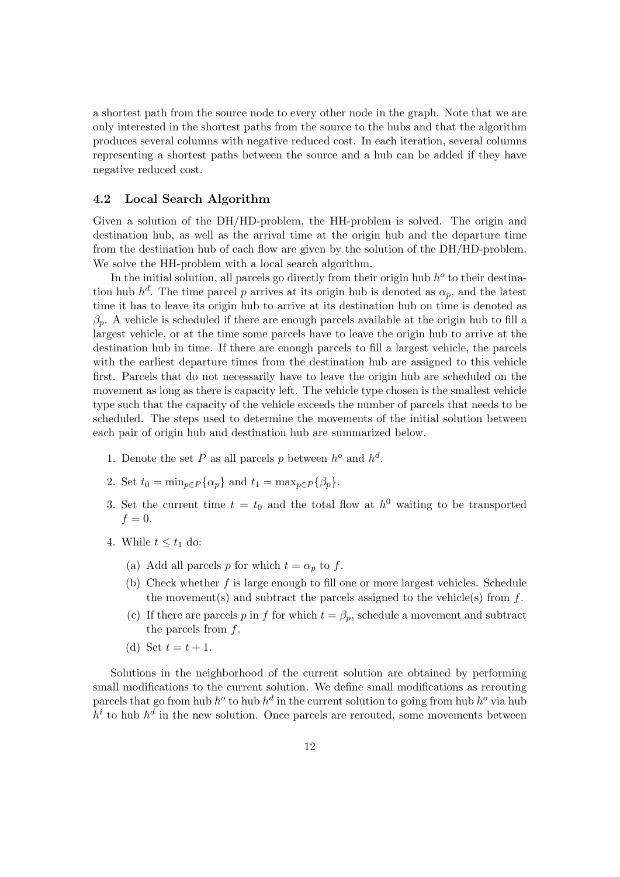a shortest path from the source node to every other node in the graph. Note that we are only interested in the shortest paths from the source to the hubs and that the algorithm produces several columns with negative reduced cost. In each iteration, several columns representing a shortest paths between the source and a hub can be added if they have negative reduced cost.

### 4.2 Local Search Algorithm

Given a solution of the DH/HD-problem, the HH-problem is solved. The origin and destination hub, as well as the arrival time at the origin hub and the departure time from the destination hub of each flow are given by the solution of the DH/HD-problem. We solve the HH-problem with a local search algorithm.

In the initial solution, all parcels go directly from their origin hub $h^o$ to their destination hub $h^d$. The time parcel $p$ arrives at its origin hub is denoted as $\alpha_p$, and the latest time it has to leave its origin hub to arrive at its destination hub on time is denoted as $\beta_p$. A vehicle is scheduled if there are enough parcels available at the origin hub to fill a largest vehicle, or at the time some parcels have to leave the origin hub to arrive at the destination hub in time. If there are enough parcels to fill a largest vehicle, the parcels with the earliest departure times from the destination hub are assigned to this vehicle first. Parcels that do not necessarily have to leave the origin hub are scheduled on the movement as long as there is capacity left. The vehicle type chosen is the smallest vehicle type such that the capacity of the vehicle exceeds the number of parcels that needs to be scheduled. The steps used to determine the movements of the initial solution between each pair of origin hub and destination hub are summarized below.

1. Denote the set $P$ as all parcels $p$ between $h^o$ and $h^d$.
2. Set $t_0 = \min_{p \in P}\{\alpha_p\}$ and $t_1 = \max_{p \in P}\{\beta_p\}$.
3. Set the current time $t = t_0$ and the total flow at $h^0$ waiting to be transported $f = 0$.
4. While $t \leq t_1$ do:
   (a) Add all parcels $p$ for which $t = \alpha_p$ to $f$.
   (b) Check whether $f$ is large enough to fill one or more largest vehicles. Schedule the movement(s) and subtract the parcels assigned to the vehicle(s) from $f$.
   (c) If there are parcels $p$ in $f$ for which $t = \beta_p$, schedule a movement and subtract the parcels from $f$.
   (d) Set $t = t + 1$.

Solutions in the neighborhood of the current solution are obtained by performing small modifications to the current solution. We define small modifications as rerouting parcels that go from hub $h^o$ to hub $h^d$ in the current solution to going from hub $h^o$ via hub $h^i$ to hub $h^d$ in the new solution. Once parcels are rerouted, some movements between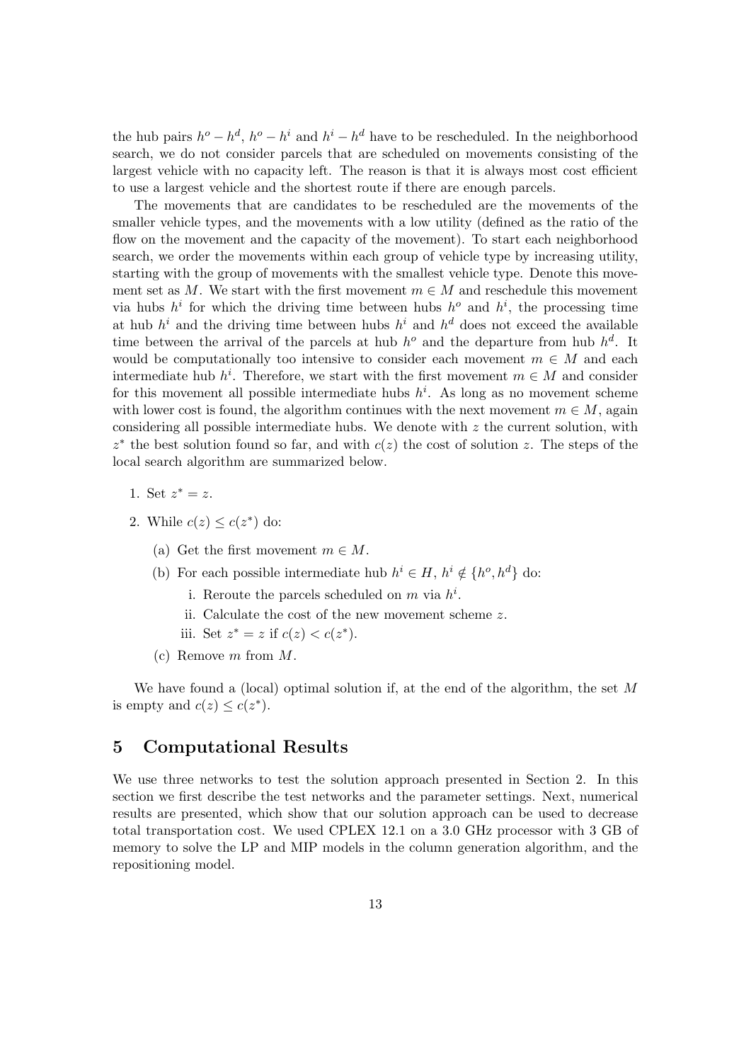the hub pairs $h^o - h^d$, $h^o - h^i$ and $h^i - h^d$ have to be rescheduled. In the neighborhood search, we do not consider parcels that are scheduled on movements consisting of the largest vehicle with no capacity left. The reason is that it is always most cost efficient to use a largest vehicle and the shortest route if there are enough parcels.

The movements that are candidates to be rescheduled are the movements of the smaller vehicle types, and the movements with a low utility (defined as the ratio of the flow on the movement and the capacity of the movement). To start each neighborhood search, we order the movements within each group of vehicle type by increasing utility, starting with the group of movements with the smallest vehicle type. Denote this movement set as $M$. We start with the first movement $m \in M$ and reschedule this movement via hubs $h^i$ for which the driving time between hubs $h^o$ and $h^i$, the processing time at hub $h^i$ and the driving time between hubs $h^i$ and $h^d$ does not exceed the available time between the arrival of the parcels at hub $h^o$ and the departure from hub $h^d$. It would be computationally too intensive to consider each movement $m \in M$ and each intermediate hub $h^i$. Therefore, we start with the first movement $m \in M$ and consider for this movement all possible intermediate hubs $h^i$. As long as no movement scheme with lower cost is found, the algorithm continues with the next movement $m \in M$, again considering all possible intermediate hubs. We denote with $z$ the current solution, with $z^*$ the best solution found so far, and with $c(z)$ the cost of solution $z$. The steps of the local search algorithm are summarized below.

1. Set $z^* = z$.
2. While $c(z) \leq c(z^*)$ do:
   (a) Get the first movement $m \in M$.
   (b) For each possible intermediate hub $h^i \in H$, $h^i \notin \{h^o, h^d\}$ do:
      i. Reroute the parcels scheduled on $m$ via $h^i$.
      ii. Calculate the cost of the new movement scheme $z$.
      iii. Set $z^* = z$ if $c(z) < c(z^*)$.
   (c) Remove $m$ from $M$.

We have found a (local) optimal solution if, at the end of the algorithm, the set $M$ is empty and $c(z) \leq c(z^*)$.

## 5 Computational Results

We use three networks to test the solution approach presented in Section 2. In this section we first describe the test networks and the parameter settings. Next, numerical results are presented, which show that our solution approach can be used to decrease total transportation cost. We used CPLEX 12.1 on a 3.0 GHz processor with 3 GB of memory to solve the LP and MIP models in the column generation algorithm, and the repositioning model.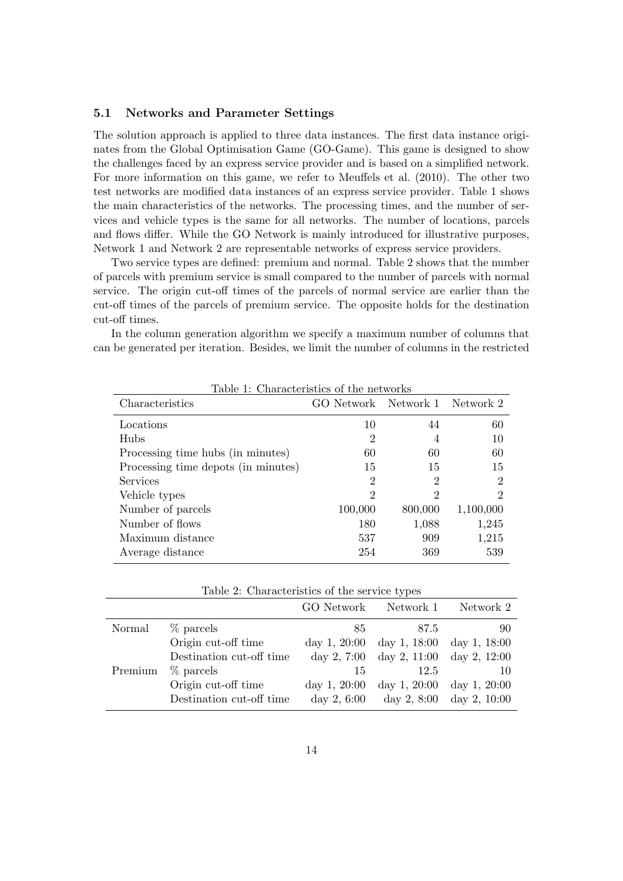### 5.1 Networks and Parameter Settings

The solution approach is applied to three data instances. The first data instance originates from the Global Optimisation Game (GO-Game). This game is designed to show the challenges faced by an express service provider and is based on a simplified network. For more information on this game, we refer to Meuffels et al. (2010). The other two test networks are modified data instances of an express service provider. Table 1 shows the main characteristics of the networks. The processing times, and the number of services and vehicle types is the same for all networks. The number of locations, parcels and flows differ. While the GO Network is mainly introduced for illustrative purposes, Network 1 and Network 2 are representable networks of express service providers.

Two service types are defined: premium and normal. Table 2 shows that the number of parcels with premium service is small compared to the number of parcels with normal service. The origin cut-off times of the parcels of normal service are earlier than the cut-off times of the parcels of premium service. The opposite holds for the destination cut-off times.

In the column generation algorithm we specify a maximum number of columns that can be generated per iteration. Besides, we limit the number of columns in the restricted

Table 1: Characteristics of the networks

| Characteristics | GO Network | Network 1 | Network 2 |
|---|---|---|---|
| Locations | 10 | 44 | 60 |
| Hubs | 2 | 4 | 10 |
| Processing time hubs (in minutes) | 60 | 60 | 60 |
| Processing time depots (in minutes) | 15 | 15 | 15 |
| Services | 2 | 2 | 2 |
| Vehicle types | 2 | 2 | 2 |
| Number of parcels | 100,000 | 800,000 | 1,100,000 |
| Number of flows | 180 | 1,088 | 1,245 |
| Maximum distance | 537 | 909 | 1,215 |
| Average distance | 254 | 369 | 539 |

Table 2: Characteristics of the service types

| | | GO Network | Network 1 | Network 2 |
|---|---|---|---|---|
| Normal | % parcels | 85 | 87.5 | 90 |
| | Origin cut-off time | day 1, 20:00 | day 1, 18:00 | day 1, 18:00 |
| | Destination cut-off time | day 2, 7:00 | day 2, 11:00 | day 2, 12:00 |
| Premium | % parcels | 15 | 12.5 | 10 |
| | Origin cut-off time | day 1, 20:00 | day 1, 20:00 | day 1, 20:00 |
| | Destination cut-off time | day 2, 6:00 | day 2, 8:00 | day 2, 10:00 |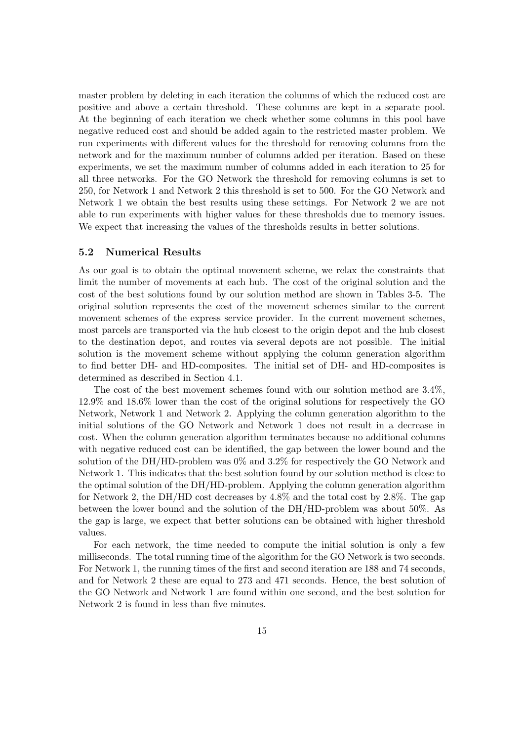master problem by deleting in each iteration the columns of which the reduced cost are positive and above a certain threshold. These columns are kept in a separate pool. At the beginning of each iteration we check whether some columns in this pool have negative reduced cost and should be added again to the restricted master problem. We run experiments with different values for the threshold for removing columns from the network and for the maximum number of columns added per iteration. Based on these experiments, we set the maximum number of columns added in each iteration to 25 for all three networks. For the GO Network the threshold for removing columns is set to 250, for Network 1 and Network 2 this threshold is set to 500. For the GO Network and Network 1 we obtain the best results using these settings. For Network 2 we are not able to run experiments with higher values for these thresholds due to memory issues. We expect that increasing the values of the thresholds results in better solutions.

### 5.2 Numerical Results

As our goal is to obtain the optimal movement scheme, we relax the constraints that limit the number of movements at each hub. The cost of the original solution and the cost of the best solutions found by our solution method are shown in Tables 3-5. The original solution represents the cost of the movement schemes similar to the current movement schemes of the express service provider. In the current movement schemes, most parcels are transported via the hub closest to the origin depot and the hub closest to the destination depot, and routes via several depots are not possible. The initial solution is the movement scheme without applying the column generation algorithm to find better DH- and HD-composites. The initial set of DH- and HD-composites is determined as described in Section 4.1.

The cost of the best movement schemes found with our solution method are 3.4%, 12.9% and 18.6% lower than the cost of the original solutions for respectively the GO Network, Network 1 and Network 2. Applying the column generation algorithm to the initial solutions of the GO Network and Network 1 does not result in a decrease in cost. When the column generation algorithm terminates because no additional columns with negative reduced cost can be identified, the gap between the lower bound and the solution of the DH/HD-problem was 0% and 3.2% for respectively the GO Network and Network 1. This indicates that the best solution found by our solution method is close to the optimal solution of the DH/HD-problem. Applying the column generation algorithm for Network 2, the DH/HD cost decreases by 4.8% and the total cost by 2.8%. The gap between the lower bound and the solution of the DH/HD-problem was about 50%. As the gap is large, we expect that better solutions can be obtained with higher threshold values.

For each network, the time needed to compute the initial solution is only a few milliseconds. The total running time of the algorithm for the GO Network is two seconds. For Network 1, the running times of the first and second iteration are 188 and 74 seconds, and for Network 2 these are equal to 273 and 471 seconds. Hence, the best solution of the GO Network and Network 1 are found within one second, and the best solution for Network 2 is found in less than five minutes.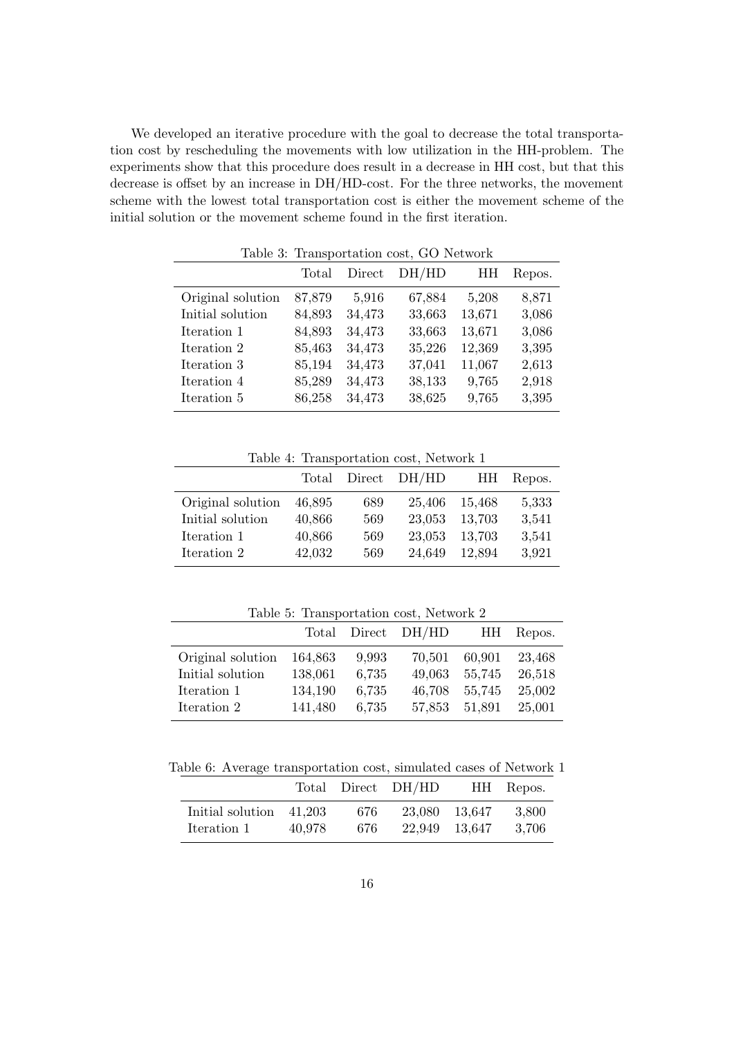We developed an iterative procedure with the goal to decrease the total transportation cost by rescheduling the movements with low utilization in the HH-problem. The experiments show that this procedure does result in a decrease in HH cost, but that this decrease is offset by an increase in DH/HD-cost. For the three networks, the movement scheme with the lowest total transportation cost is either the movement scheme of the initial solution or the movement scheme found in the first iteration.

Table 3: Transportation cost, GO Network

| | Total | Direct | DH/HD | HH | Repos. |
|---|---|---|---|---|---|
| Original solution | 87,879 | 5,916 | 67,884 | 5,208 | 8,871 |
| Initial solution | 84,893 | 34,473 | 33,663 | 13,671 | 3,086 |
| Iteration 1 | 84,893 | 34,473 | 33,663 | 13,671 | 3,086 |
| Iteration 2 | 85,463 | 34,473 | 35,226 | 12,369 | 3,395 |
| Iteration 3 | 85,194 | 34,473 | 37,041 | 11,067 | 2,613 |
| Iteration 4 | 85,289 | 34,473 | 38,133 | 9,765 | 2,918 |
| Iteration 5 | 86,258 | 34,473 | 38,625 | 9,765 | 3,395 |

Table 4: Transportation cost, Network 1

| | Total | Direct | DH/HD | HH | Repos. |
|---|---|---|---|---|---|
| Original solution | 46,895 | 689 | 25,406 | 15,468 | 5,333 |
| Initial solution | 40,866 | 569 | 23,053 | 13,703 | 3,541 |
| Iteration 1 | 40,866 | 569 | 23,053 | 13,703 | 3,541 |
| Iteration 2 | 42,032 | 569 | 24,649 | 12,894 | 3,921 |

Table 5: Transportation cost, Network 2

| | Total | Direct | DH/HD | HH | Repos. |
|---|---|---|---|---|---|
| Original solution | 164,863 | 9,993 | 70,501 | 60,901 | 23,468 |
| Initial solution | 138,061 | 6,735 | 49,063 | 55,745 | 26,518 |
| Iteration 1 | 134,190 | 6,735 | 46,708 | 55,745 | 25,002 |
| Iteration 2 | 141,480 | 6,735 | 57,853 | 51,891 | 25,001 |

Table 6: Average transportation cost, simulated cases of Network 1

| | Total | Direct | DH/HD | HH | Repos. |
|---|---|---|---|---|---|
| Initial solution | 41,203 | 676 | 23,080 | 13,647 | 3,800 |
| Iteration 1 | 40,978 | 676 | 22,949 | 13,647 | 3,706 |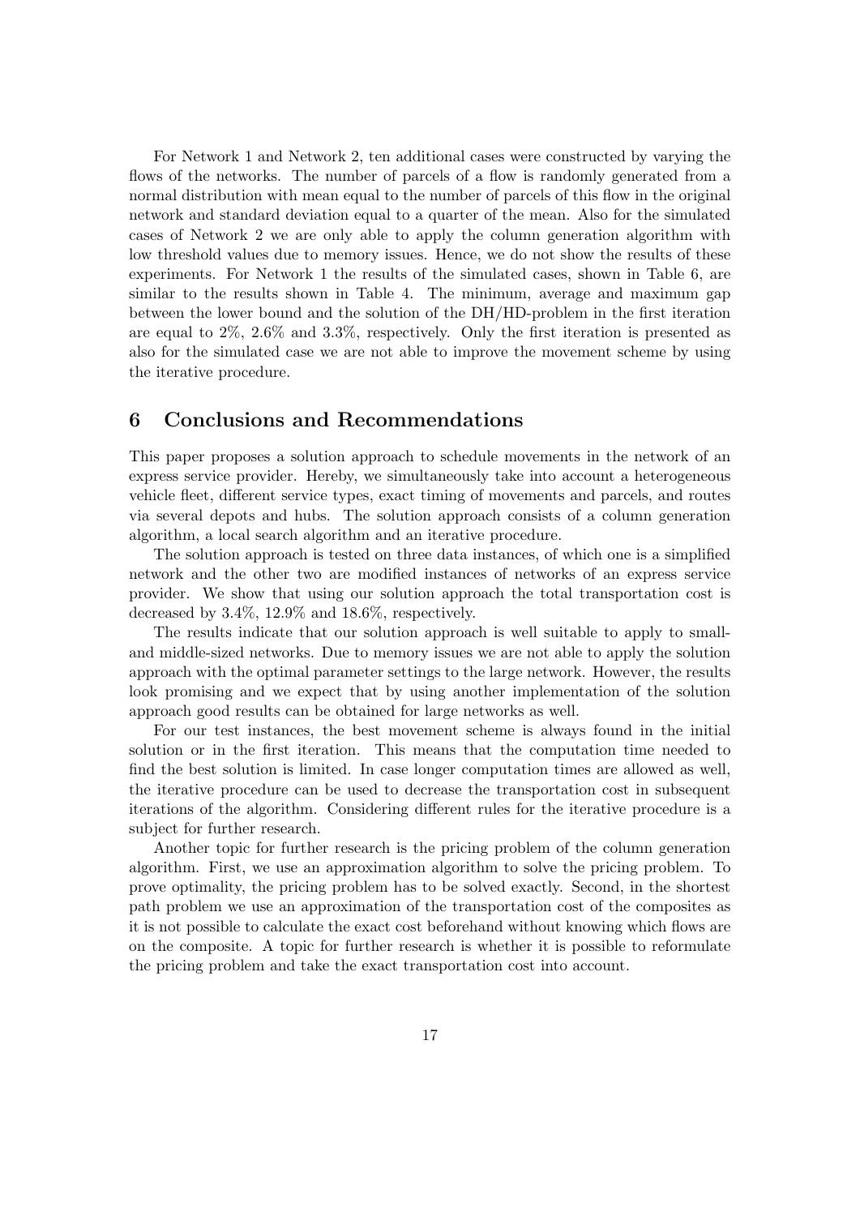For Network 1 and Network 2, ten additional cases were constructed by varying the flows of the networks. The number of parcels of a flow is randomly generated from a normal distribution with mean equal to the number of parcels of this flow in the original network and standard deviation equal to a quarter of the mean. Also for the simulated cases of Network 2 we are only able to apply the column generation algorithm with low threshold values due to memory issues. Hence, we do not show the results of these experiments. For Network 1 the results of the simulated cases, shown in Table 6, are similar to the results shown in Table 4. The minimum, average and maximum gap between the lower bound and the solution of the DH/HD-problem in the first iteration are equal to 2%, 2.6% and 3.3%, respectively. Only the first iteration is presented as also for the simulated case we are not able to improve the movement scheme by using the iterative procedure.

## 6 Conclusions and Recommendations

This paper proposes a solution approach to schedule movements in the network of an express service provider. Hereby, we simultaneously take into account a heterogeneous vehicle fleet, different service types, exact timing of movements and parcels, and routes via several depots and hubs. The solution approach consists of a column generation algorithm, a local search algorithm and an iterative procedure.

The solution approach is tested on three data instances, of which one is a simplified network and the other two are modified instances of networks of an express service provider. We show that using our solution approach the total transportation cost is decreased by 3.4%, 12.9% and 18.6%, respectively.

The results indicate that our solution approach is well suitable to apply to small- and middle-sized networks. Due to memory issues we are not able to apply the solution approach with the optimal parameter settings to the large network. However, the results look promising and we expect that by using another implementation of the solution approach good results can be obtained for large networks as well.

For our test instances, the best movement scheme is always found in the initial solution or in the first iteration. This means that the computation time needed to find the best solution is limited. In case longer computation times are allowed as well, the iterative procedure can be used to decrease the transportation cost in subsequent iterations of the algorithm. Considering different rules for the iterative procedure is a subject for further research.

Another topic for further research is the pricing problem of the column generation algorithm. First, we use an approximation algorithm to solve the pricing problem. To prove optimality, the pricing problem has to be solved exactly. Second, in the shortest path problem we use an approximation of the transportation cost of the composites as it is not possible to calculate the exact cost beforehand without knowing which flows are on the composite. A topic for further research is whether it is possible to reformulate the pricing problem and take the exact transportation cost into account.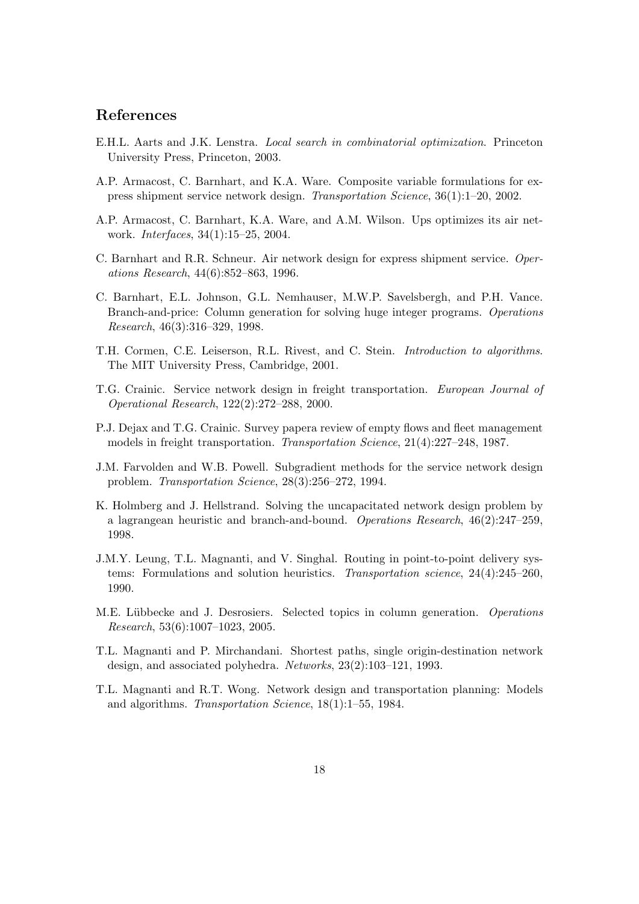## References

E.H.L. Aarts and J.K. Lenstra. *Local search in combinatorial optimization*. Princeton University Press, Princeton, 2003.

A.P. Armacost, C. Barnhart, and K.A. Ware. Composite variable formulations for express shipment service network design. *Transportation Science*, 36(1):1–20, 2002.

A.P. Armacost, C. Barnhart, K.A. Ware, and A.M. Wilson. Ups optimizes its air network. *Interfaces*, 34(1):15–25, 2004.

C. Barnhart and R.R. Schneur. Air network design for express shipment service. *Operations Research*, 44(6):852–863, 1996.

C. Barnhart, E.L. Johnson, G.L. Nemhauser, M.W.P. Savelsbergh, and P.H. Vance. Branch-and-price: Column generation for solving huge integer programs. *Operations Research*, 46(3):316–329, 1998.

T.H. Cormen, C.E. Leiserson, R.L. Rivest, and C. Stein. *Introduction to algorithms*. The MIT University Press, Cambridge, 2001.

T.G. Crainic. Service network design in freight transportation. *European Journal of Operational Research*, 122(2):272–288, 2000.

P.J. Dejax and T.G. Crainic. Survey papera review of empty flows and fleet management models in freight transportation. *Transportation Science*, 21(4):227–248, 1987.

J.M. Farvolden and W.B. Powell. Subgradient methods for the service network design problem. *Transportation Science*, 28(3):256–272, 1994.

K. Holmberg and J. Hellstrand. Solving the uncapacitated network design problem by a lagrangean heuristic and branch-and-bound. *Operations Research*, 46(2):247–259, 1998.

J.M.Y. Leung, T.L. Magnanti, and V. Singhal. Routing in point-to-point delivery systems: Formulations and solution heuristics. *Transportation science*, 24(4):245–260, 1990.

M.E. Lübbecke and J. Desrosiers. Selected topics in column generation. *Operations Research*, 53(6):1007–1023, 2005.

T.L. Magnanti and P. Mirchandani. Shortest paths, single origin-destination network design, and associated polyhedra. *Networks*, 23(2):103–121, 1993.

T.L. Magnanti and R.T. Wong. Network design and transportation planning: Models and algorithms. *Transportation Science*, 18(1):1–55, 1984.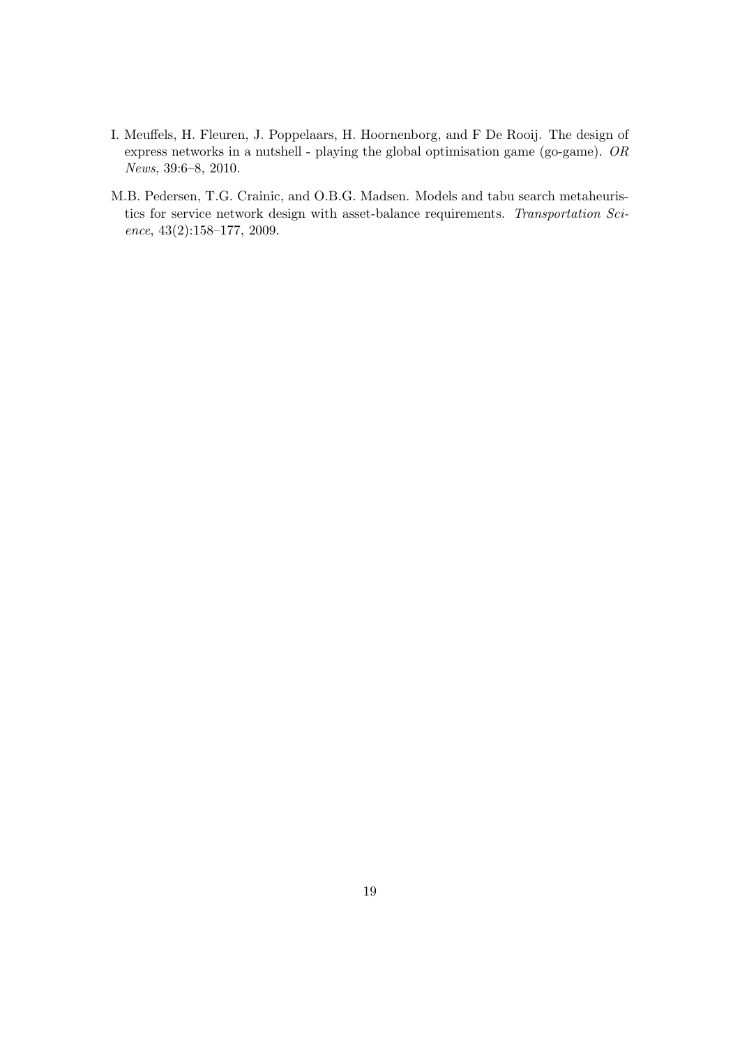I. Meuffels, H. Fleuren, J. Poppelaars, H. Hoornenborg, and F De Rooij. The design of express networks in a nutshell - playing the global optimisation game (go-game). *OR News*, 39:6–8, 2010.

M.B. Pedersen, T.G. Crainic, and O.B.G. Madsen. Models and tabu search metaheuristics for service network design with asset-balance requirements. *Transportation Science*, 43(2):158–177, 2009.